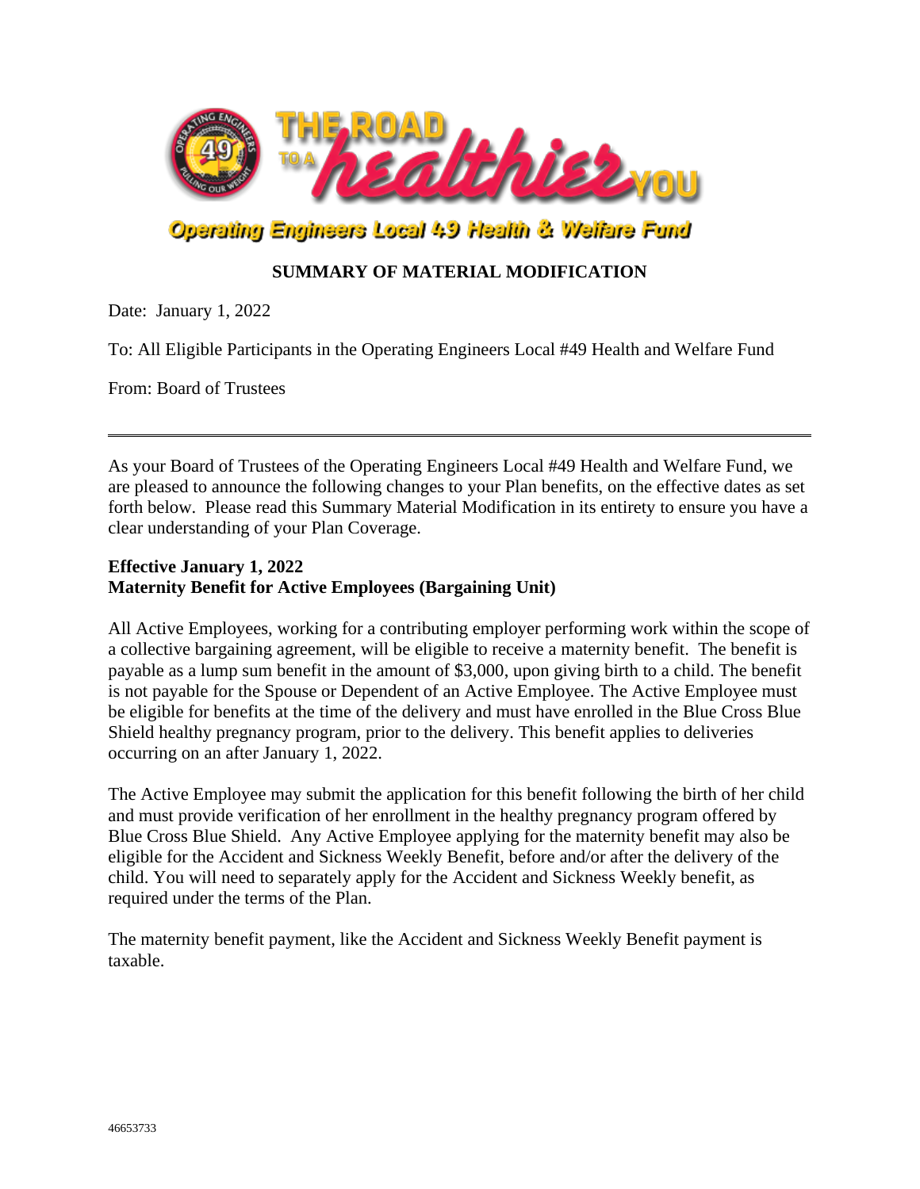Operating Engineers Local 49 Health & Welfare Fund

# SUMMARY OF MATERIAL MODIFICATION

Date: January 1, 2022

To: All Eligible Participants in the Operating Engineers Local #49 Health and Welfare Fund

From: Board of Trustees

---

As your Board of Trustees of the Operating Engineers Local #49 Health and Welfare Fund, we are pleased to announce the following changes to your Plan benefits, on the effective dates as set forth below. Please read this Summary Material Modification in its entirety to ensure you have a clear understanding of your Plan Coverage.

**Effective January 1, 2022**
**Maternity Benefit for Active Employees (Bargaining Unit)**

All Active Employees, working for a contributing employer performing work within the scope of a collective bargaining agreement, will be eligible to receive a maternity benefit. The benefit is payable as a lump sum benefit in the amount of $3,000, upon giving birth to a child. The benefit is not payable for the Spouse or Dependent of an Active Employee. The Active Employee must be eligible for benefits at the time of the delivery and must have enrolled in the Blue Cross Blue Shield healthy pregnancy program, prior to the delivery. This benefit applies to deliveries occurring on an after January 1, 2022.

The Active Employee may submit the application for this benefit following the birth of her child and must provide verification of her enrollment in the healthy pregnancy program offered by Blue Cross Blue Shield. Any Active Employee applying for the maternity benefit may also be eligible for the Accident and Sickness Weekly Benefit, before and/or after the delivery of the child. You will need to separately apply for the Accident and Sickness Weekly benefit, as required under the terms of the Plan.

The maternity benefit payment, like the Accident and Sickness Weekly Benefit payment is taxable.

46653733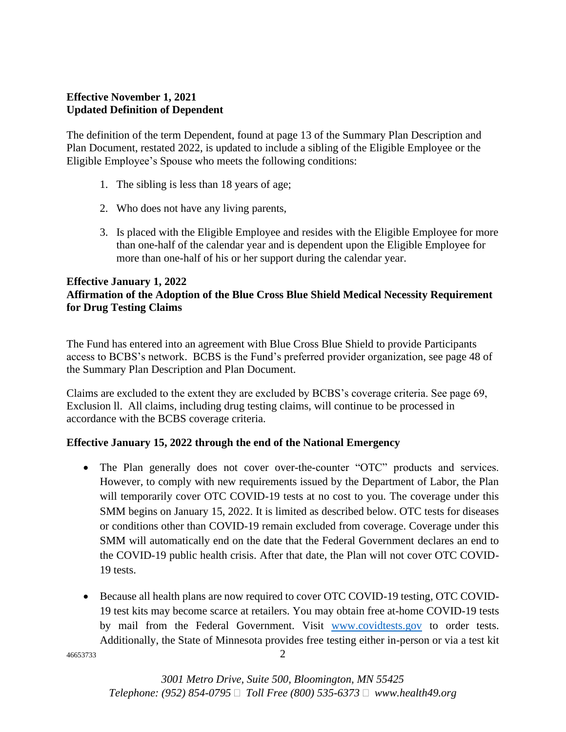**Effective November 1, 2021**
**Updated Definition of Dependent**

The definition of the term Dependent, found at page 13 of the Summary Plan Description and Plan Document, restated 2022, is updated to include a sibling of the Eligible Employee or the Eligible Employee's Spouse who meets the following conditions:

1. The sibling is less than 18 years of age;
2. Who does not have any living parents,
3. Is placed with the Eligible Employee and resides with the Eligible Employee for more than one-half of the calendar year and is dependent upon the Eligible Employee for more than one-half of his or her support during the calendar year.

**Effective January 1, 2022**
**Affirmation of the Adoption of the Blue Cross Blue Shield Medical Necessity Requirement for Drug Testing Claims**

The Fund has entered into an agreement with Blue Cross Blue Shield to provide Participants access to BCBS's network. BCBS is the Fund's preferred provider organization, see page 48 of the Summary Plan Description and Plan Document.

Claims are excluded to the extent they are excluded by BCBS's coverage criteria. See page 69, Exclusion ll. All claims, including drug testing claims, will continue to be processed in accordance with the BCBS coverage criteria.

**Effective January 15, 2022 through the end of the National Emergency**

- The Plan generally does not cover over-the-counter "OTC" products and services. However, to comply with new requirements issued by the Department of Labor, the Plan will temporarily cover OTC COVID-19 tests at no cost to you. The coverage under this SMM begins on January 15, 2022. It is limited as described below. OTC tests for diseases or conditions other than COVID-19 remain excluded from coverage. Coverage under this SMM will automatically end on the date that the Federal Government declares an end to the COVID-19 public health crisis. After that date, the Plan will not cover OTC COVID-19 tests.
- Because all health plans are now required to cover OTC COVID-19 testing, OTC COVID-19 test kits may become scarce at retailers. You may obtain free at-home COVID-19 tests by mail from the Federal Government. Visit [www.covidtests.gov](www.covidtests.gov) to order tests. Additionally, the State of Minnesota provides free testing either in-person or via a test kit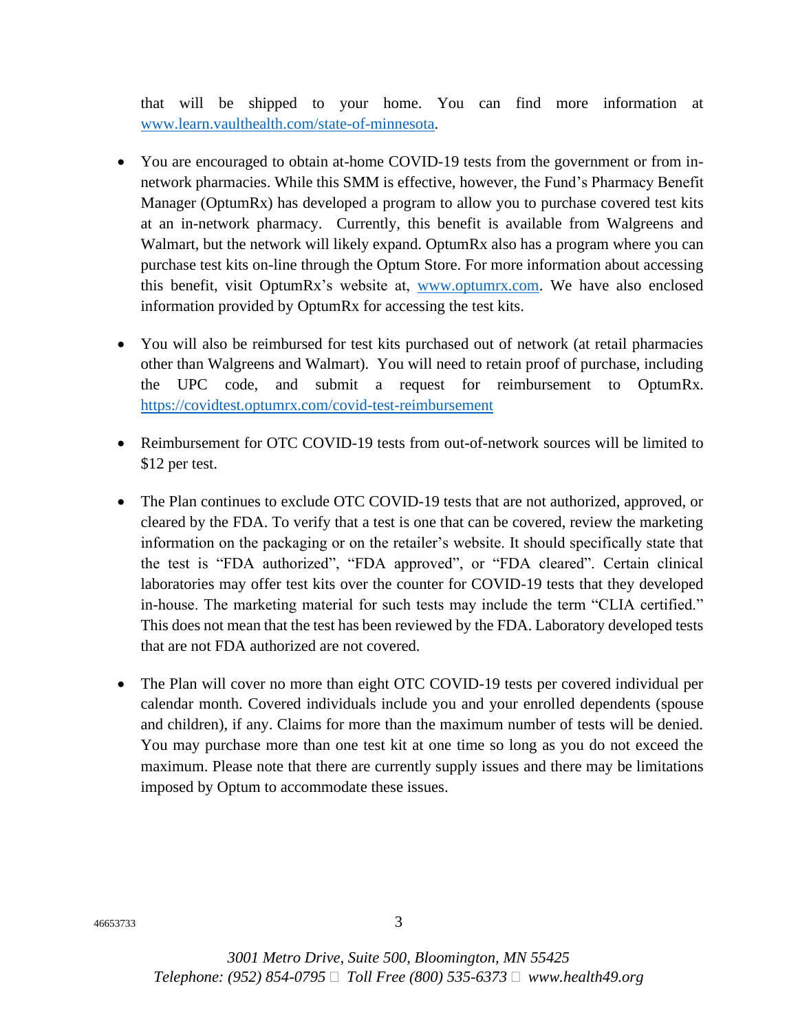that will be shipped to your home. You can find more information at www.learn.vaulthealth.com/state-of-minnesota.

- You are encouraged to obtain at-home COVID-19 tests from the government or from in-network pharmacies. While this SMM is effective, however, the Fund's Pharmacy Benefit Manager (OptumRx) has developed a program to allow you to purchase covered test kits at an in-network pharmacy. Currently, this benefit is available from Walgreens and Walmart, but the network will likely expand. OptumRx also has a program where you can purchase test kits on-line through the Optum Store. For more information about accessing this benefit, visit OptumRx's website at, www.optumrx.com. We have also enclosed information provided by OptumRx for accessing the test kits.

- You will also be reimbursed for test kits purchased out of network (at retail pharmacies other than Walgreens and Walmart). You will need to retain proof of purchase, including the UPC code, and submit a request for reimbursement to OptumRx. https://covidtest.optumrx.com/covid-test-reimbursement

- Reimbursement for OTC COVID-19 tests from out-of-network sources will be limited to $12 per test.

- The Plan continues to exclude OTC COVID-19 tests that are not authorized, approved, or cleared by the FDA. To verify that a test is one that can be covered, review the marketing information on the packaging or on the retailer's website. It should specifically state that the test is "FDA authorized", "FDA approved", or "FDA cleared". Certain clinical laboratories may offer test kits over the counter for COVID-19 tests that they developed in-house. The marketing material for such tests may include the term "CLIA certified." This does not mean that the test has been reviewed by the FDA. Laboratory developed tests that are not FDA authorized are not covered.

- The Plan will cover no more than eight OTC COVID-19 tests per covered individual per calendar month. Covered individuals include you and your enrolled dependents (spouse and children), if any. Claims for more than the maximum number of tests will be denied. You may purchase more than one test kit at one time so long as you do not exceed the maximum. Please note that there are currently supply issues and there may be limitations imposed by Optum to accommodate these issues.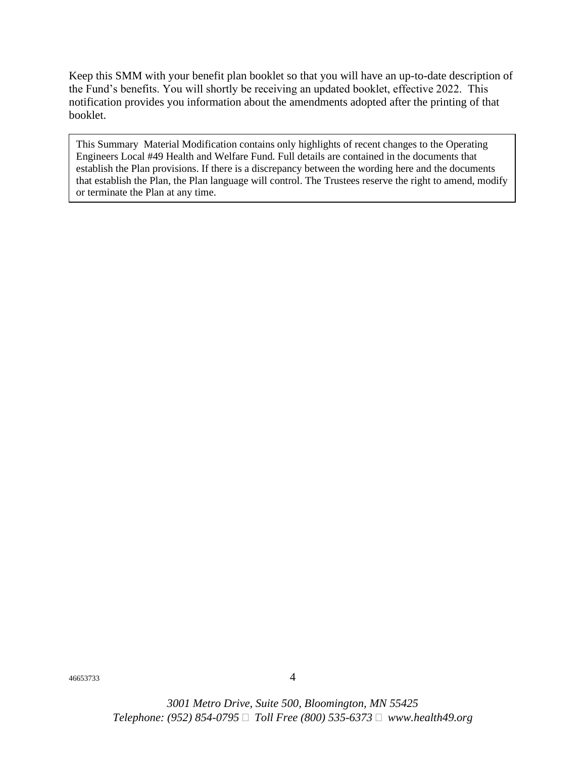Keep this SMM with your benefit plan booklet so that you will have an up-to-date description of the Fund's benefits. You will shortly be receiving an updated booklet, effective 2022. This notification provides you information about the amendments adopted after the printing of that booklet.

> This Summary Material Modification contains only highlights of recent changes to the Operating Engineers Local #49 Health and Welfare Fund. Full details are contained in the documents that establish the Plan provisions. If there is a discrepancy between the wording here and the documents that establish the Plan, the Plan language will control. The Trustees reserve the right to amend, modify or terminate the Plan at any time.